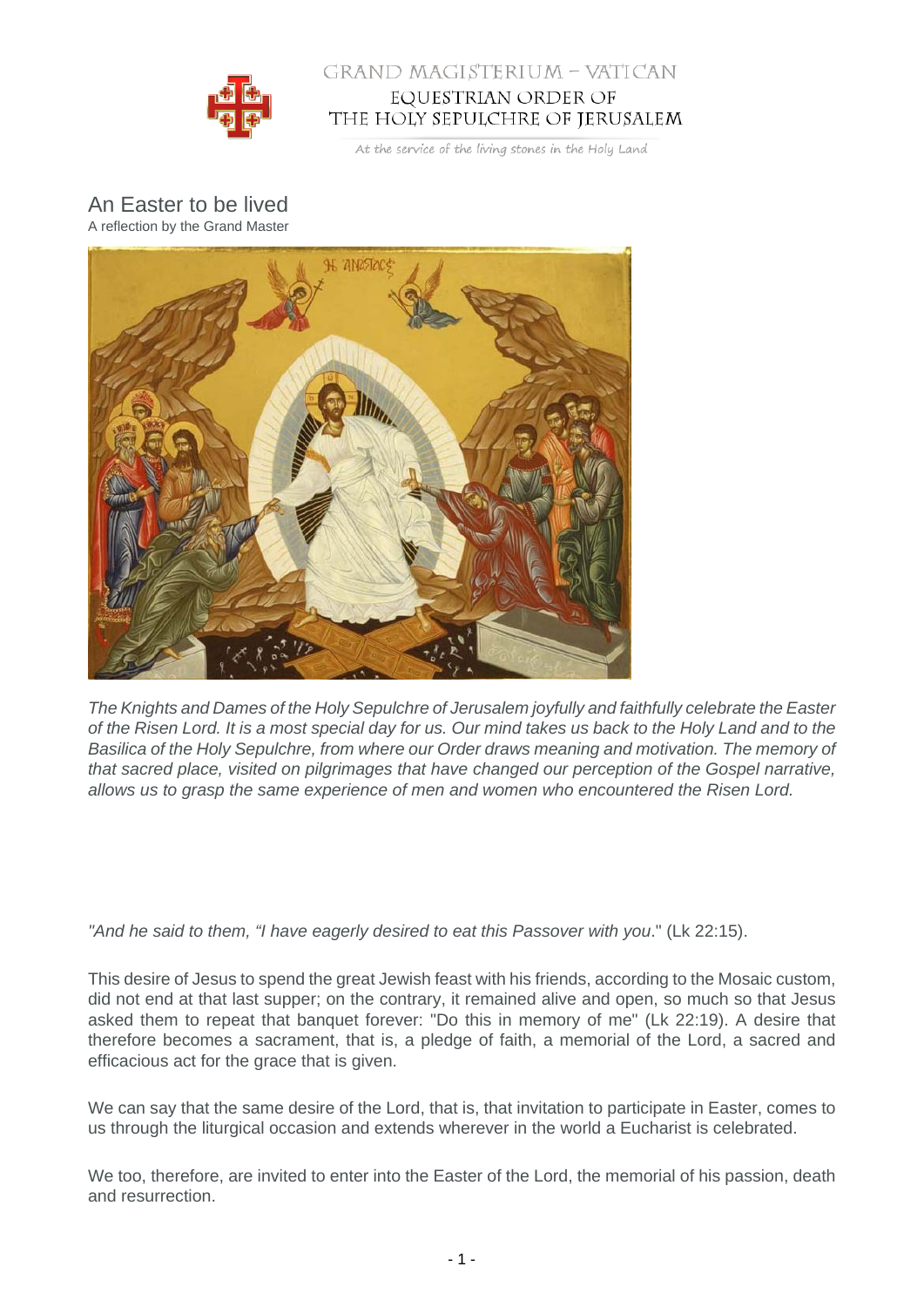GRAND MAGISTERIUM – VATICAN

EQUESTRIAN ORDER OF
THE HOLY SEPULCHRE OF JERUSALEM

At the service of the living stones in the Holy Land

# An Easter to be lived

A reflection by the Grand Master

*The Knights and Dames of the Holy Sepulchre of Jerusalem joyfully and faithfully celebrate the Easter of the Risen Lord. It is a most special day for us. Our mind takes us back to the Holy Land and to the Basilica of the Holy Sepulchre, from where our Order draws meaning and motivation. The memory of that sacred place, visited on pilgrimages that have changed our perception of the Gospel narrative, allows us to grasp the same experience of men and women who encountered the Risen Lord.*

*"And he said to them, "I have eagerly desired to eat this Passover with you*." (Lk 22:15).

This desire of Jesus to spend the great Jewish feast with his friends, according to the Mosaic custom, did not end at that last supper; on the contrary, it remained alive and open, so much so that Jesus asked them to repeat that banquet forever: "Do this in memory of me" (Lk 22:19). A desire that therefore becomes a sacrament, that is, a pledge of faith, a memorial of the Lord, a sacred and efficacious act for the grace that is given.

We can say that the same desire of the Lord, that is, that invitation to participate in Easter, comes to us through the liturgical occasion and extends wherever in the world a Eucharist is celebrated.

We too, therefore, are invited to enter into the Easter of the Lord, the memorial of his passion, death and resurrection.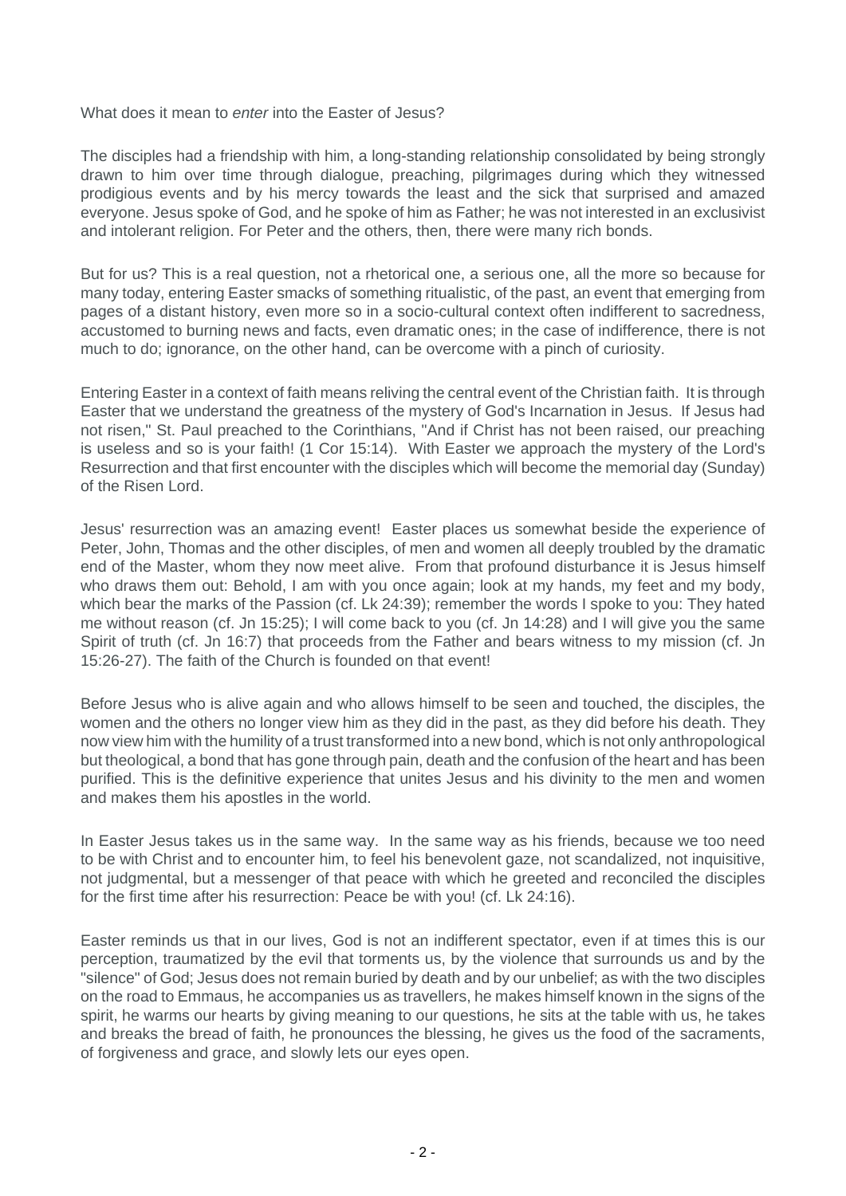What does it mean to *enter* into the Easter of Jesus?

The disciples had a friendship with him, a long-standing relationship consolidated by being strongly drawn to him over time through dialogue, preaching, pilgrimages during which they witnessed prodigious events and by his mercy towards the least and the sick that surprised and amazed everyone. Jesus spoke of God, and he spoke of him as Father; he was not interested in an exclusivist and intolerant religion. For Peter and the others, then, there were many rich bonds.

But for us? This is a real question, not a rhetorical one, a serious one, all the more so because for many today, entering Easter smacks of something ritualistic, of the past, an event that emerging from pages of a distant history, even more so in a socio-cultural context often indifferent to sacredness, accustomed to burning news and facts, even dramatic ones; in the case of indifference, there is not much to do; ignorance, on the other hand, can be overcome with a pinch of curiosity.

Entering Easter in a context of faith means reliving the central event of the Christian faith. It is through Easter that we understand the greatness of the mystery of God's Incarnation in Jesus. If Jesus had not risen," St. Paul preached to the Corinthians, "And if Christ has not been raised, our preaching is useless and so is your faith! (1 Cor 15:14). With Easter we approach the mystery of the Lord's Resurrection and that first encounter with the disciples which will become the memorial day (Sunday) of the Risen Lord.

Jesus' resurrection was an amazing event! Easter places us somewhat beside the experience of Peter, John, Thomas and the other disciples, of men and women all deeply troubled by the dramatic end of the Master, whom they now meet alive. From that profound disturbance it is Jesus himself who draws them out: Behold, I am with you once again; look at my hands, my feet and my body, which bear the marks of the Passion (cf. Lk 24:39); remember the words I spoke to you: They hated me without reason (cf. Jn 15:25); I will come back to you (cf. Jn 14:28) and I will give you the same Spirit of truth (cf. Jn 16:7) that proceeds from the Father and bears witness to my mission (cf. Jn 15:26-27). The faith of the Church is founded on that event!

Before Jesus who is alive again and who allows himself to be seen and touched, the disciples, the women and the others no longer view him as they did in the past, as they did before his death. They now view him with the humility of a trust transformed into a new bond, which is not only anthropological but theological, a bond that has gone through pain, death and the confusion of the heart and has been purified. This is the definitive experience that unites Jesus and his divinity to the men and women and makes them his apostles in the world.

In Easter Jesus takes us in the same way. In the same way as his friends, because we too need to be with Christ and to encounter him, to feel his benevolent gaze, not scandalized, not inquisitive, not judgmental, but a messenger of that peace with which he greeted and reconciled the disciples for the first time after his resurrection: Peace be with you! (cf. Lk 24:16).

Easter reminds us that in our lives, God is not an indifferent spectator, even if at times this is our perception, traumatized by the evil that torments us, by the violence that surrounds us and by the "silence" of God; Jesus does not remain buried by death and by our unbelief; as with the two disciples on the road to Emmaus, he accompanies us as travellers, he makes himself known in the signs of the spirit, he warms our hearts by giving meaning to our questions, he sits at the table with us, he takes and breaks the bread of faith, he pronounces the blessing, he gives us the food of the sacraments, of forgiveness and grace, and slowly lets our eyes open.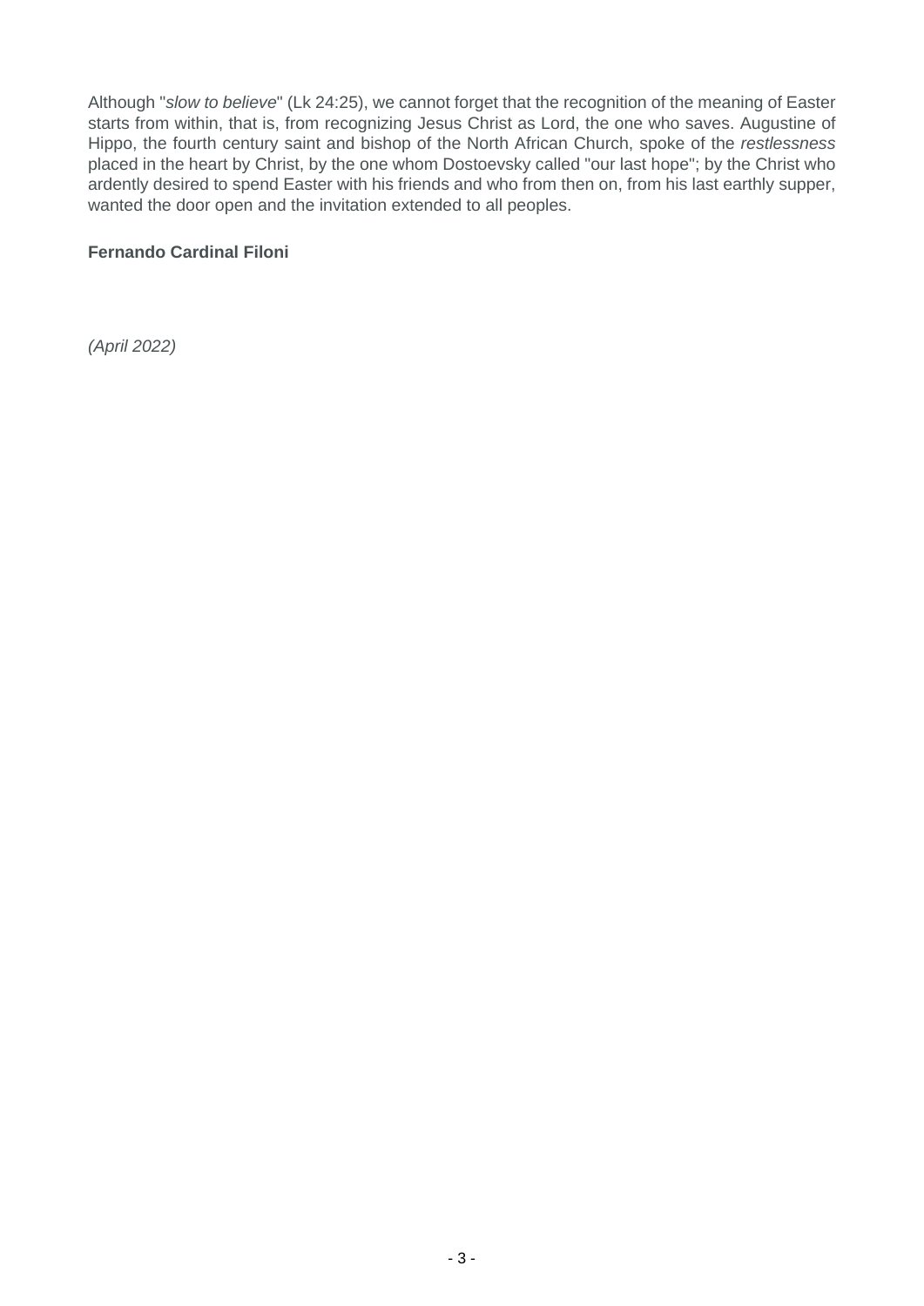Although "*slow to believe*" (Lk 24:25), we cannot forget that the recognition of the meaning of Easter starts from within, that is, from recognizing Jesus Christ as Lord, the one who saves. Augustine of Hippo, the fourth century saint and bishop of the North African Church, spoke of the *restlessness* placed in the heart by Christ, by the one whom Dostoevsky called "our last hope"; by the Christ who ardently desired to spend Easter with his friends and who from then on, from his last earthly supper, wanted the door open and the invitation extended to all peoples.

**Fernando Cardinal Filoni**

*(April 2022)*